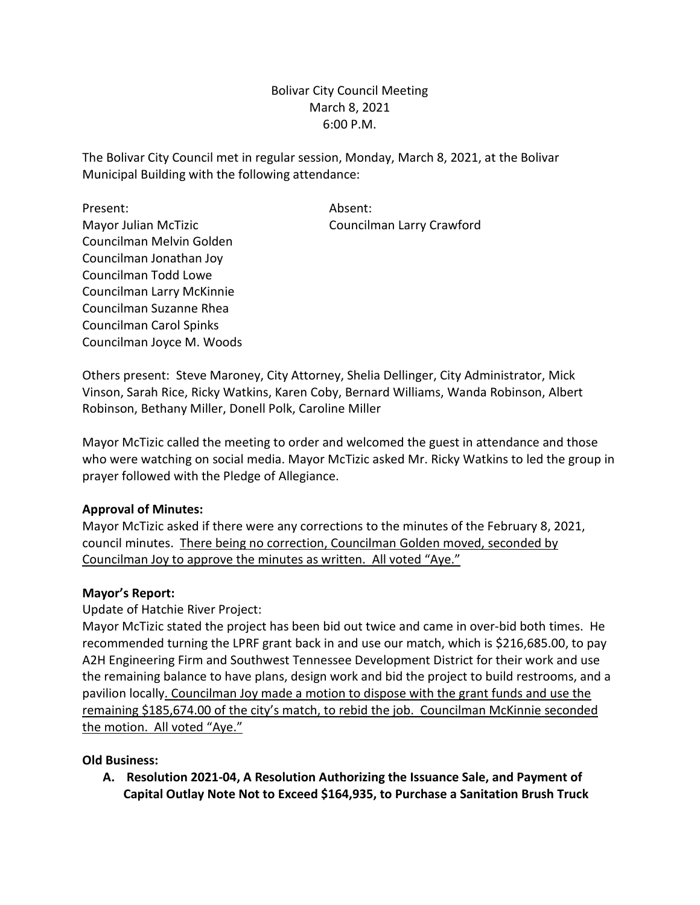Bolivar City Council Meeting
March 8, 2021
6:00 P.M.

The Bolivar City Council met in regular session, Monday, March 8, 2021, at the Bolivar Municipal Building with the following attendance:

| Present: | Absent: |
| --- | --- |
| Mayor Julian McTizic | Councilman Larry Crawford |
| Councilman Melvin Golden | |
| Councilman Jonathan Joy | |
| Councilman Todd Lowe | |
| Councilman Larry McKinnie | |
| Councilman Suzanne Rhea | |
| Councilman Carol Spinks | |
| Councilman Joyce M. Woods | |

Others present: Steve Maroney, City Attorney, Shelia Dellinger, City Administrator, Mick Vinson, Sarah Rice, Ricky Watkins, Karen Coby, Bernard Williams, Wanda Robinson, Albert Robinson, Bethany Miller, Donell Polk, Caroline Miller

Mayor McTizic called the meeting to order and welcomed the guest in attendance and those who were watching on social media. Mayor McTizic asked Mr. Ricky Watkins to led the group in prayer followed with the Pledge of Allegiance.

**Approval of Minutes:**
Mayor McTizic asked if there were any corrections to the minutes of the February 8, 2021, council minutes. <u>There being no correction, Councilman Golden moved, seconded by Councilman Joy to approve the minutes as written. All voted "Aye."</u>

**Mayor's Report:**
Update of Hatchie River Project:
Mayor McTizic stated the project has been bid out twice and came in over-bid both times. He recommended turning the LPRF grant back in and use our match, which is $216,685.00, to pay A2H Engineering Firm and Southwest Tennessee Development District for their work and use the remaining balance to have plans, design work and bid the project to build restrooms, and a pavilion locally<u>. Councilman Joy made a motion to dispose with the grant funds and use the remaining $185,674.00 of the city's match, to rebid the job. Councilman McKinnie seconded the motion. All voted "Aye."</u>

**Old Business:**

**A. Resolution 2021-04, A Resolution Authorizing the Issuance Sale, and Payment of Capital Outlay Note Not to Exceed $164,935, to Purchase a Sanitation Brush Truck**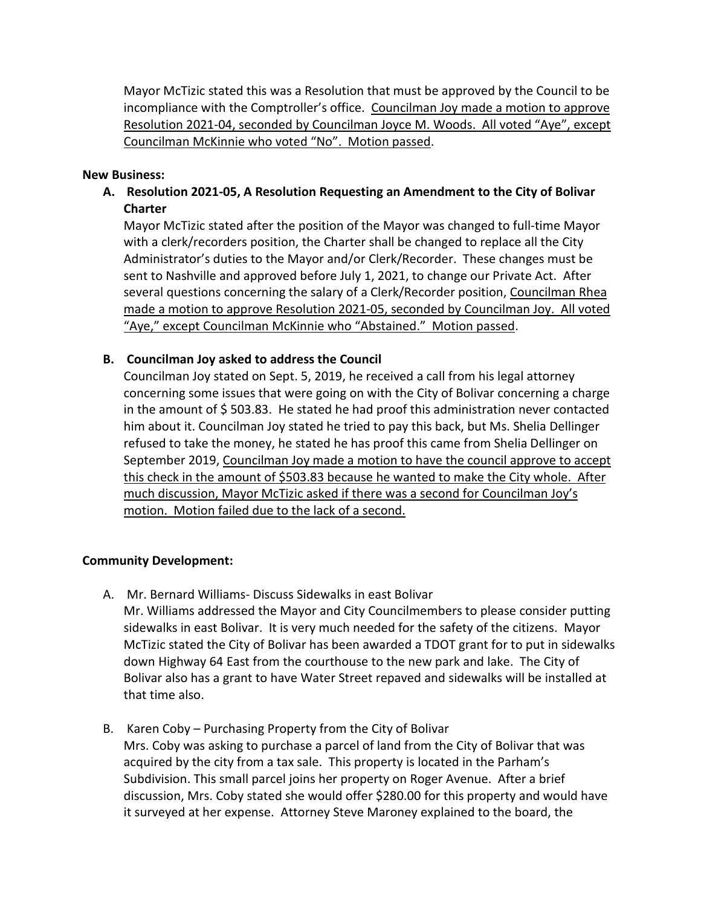Mayor McTizic stated this was a Resolution that must be approved by the Council to be incompliance with the Comptroller's office. <u>Councilman Joy made a motion to approve Resolution 2021-04, seconded by Councilman Joyce M. Woods. All voted "Aye", except Councilman McKinnie who voted "No". Motion passed</u>.

**New Business:**

**A. Resolution 2021-05, A Resolution Requesting an Amendment to the City of Bolivar Charter**

Mayor McTizic stated after the position of the Mayor was changed to full-time Mayor with a clerk/recorders position, the Charter shall be changed to replace all the City Administrator's duties to the Mayor and/or Clerk/Recorder. These changes must be sent to Nashville and approved before July 1, 2021, to change our Private Act. After several questions concerning the salary of a Clerk/Recorder position, <u>Councilman Rhea made a motion to approve Resolution 2021-05, seconded by Councilman Joy. All voted "Aye," except Councilman McKinnie who "Abstained." Motion passed</u>.

**B. Councilman Joy asked to address the Council**

Councilman Joy stated on Sept. 5, 2019, he received a call from his legal attorney concerning some issues that were going on with the City of Bolivar concerning a charge in the amount of $ 503.83. He stated he had proof this administration never contacted him about it. Councilman Joy stated he tried to pay this back, but Ms. Shelia Dellinger refused to take the money, he stated he has proof this came from Shelia Dellinger on September 2019, <u>Councilman Joy made a motion to have the council approve to accept this check in the amount of $503.83 because he wanted to make the City whole. After much discussion, Mayor McTizic asked if there was a second for Councilman Joy's motion. Motion failed due to the lack of a second.</u>

**Community Development:**

A. Mr. Bernard Williams- Discuss Sidewalks in east Bolivar

Mr. Williams addressed the Mayor and City Councilmembers to please consider putting sidewalks in east Bolivar. It is very much needed for the safety of the citizens. Mayor McTizic stated the City of Bolivar has been awarded a TDOT grant for to put in sidewalks down Highway 64 East from the courthouse to the new park and lake. The City of Bolivar also has a grant to have Water Street repaved and sidewalks will be installed at that time also.

B. Karen Coby – Purchasing Property from the City of Bolivar

Mrs. Coby was asking to purchase a parcel of land from the City of Bolivar that was acquired by the city from a tax sale. This property is located in the Parham's Subdivision. This small parcel joins her property on Roger Avenue. After a brief discussion, Mrs. Coby stated she would offer $280.00 for this property and would have it surveyed at her expense. Attorney Steve Maroney explained to the board, the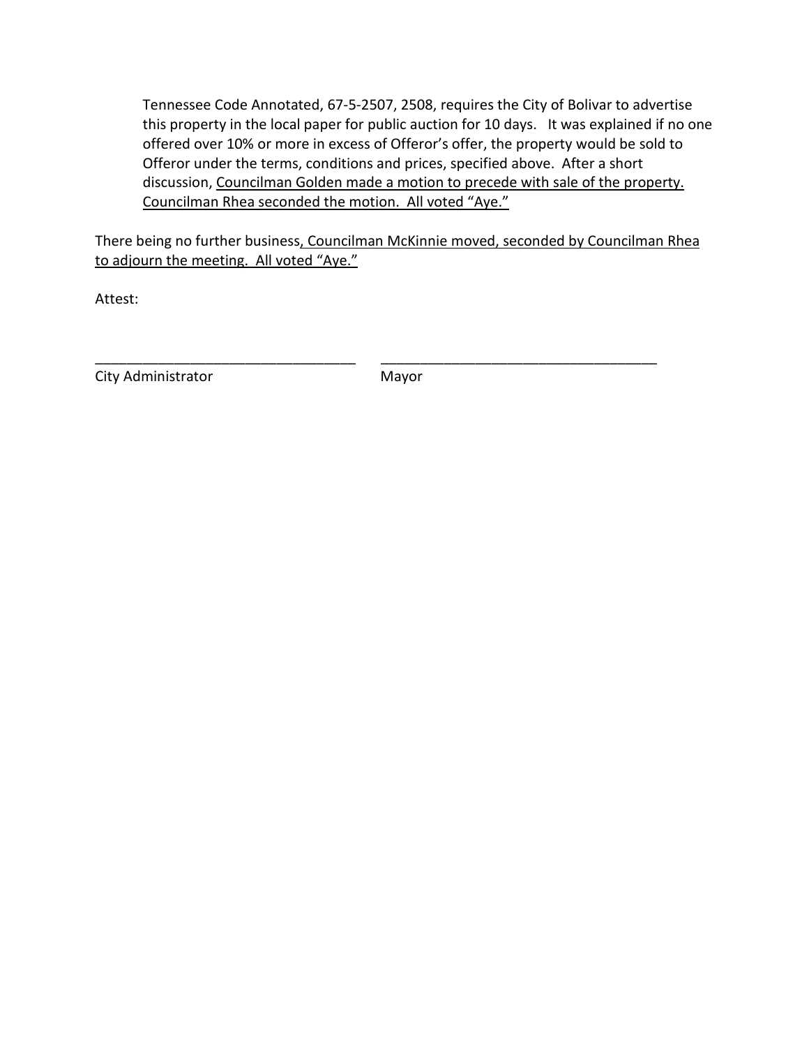Tennessee Code Annotated, 67-5-2507, 2508, requires the City of Bolivar to advertise this property in the local paper for public auction for 10 days. It was explained if no one offered over 10% or more in excess of Offeror's offer, the property would be sold to Offeror under the terms, conditions and prices, specified above. After a short discussion, <u>Councilman Golden made a motion to precede with sale of the property. Councilman Rhea seconded the motion. All voted "Aye."</u>

There being no further business<u>, Councilman McKinnie moved, seconded by Councilman Rhea to adjourn the meeting. All voted "Aye."</u>

Attest:

\_\_\_\_\_\_\_\_\_\_\_\_\_\_\_\_\_\_\_\_\_\_\_\_\_\_\_\_\_\_\_\_\_\_ \_\_\_\_\_\_\_\_\_\_\_\_\_\_\_\_\_\_\_\_\_\_\_\_\_\_\_\_\_\_\_\_\_\_\_\_

City Administrator Mayor